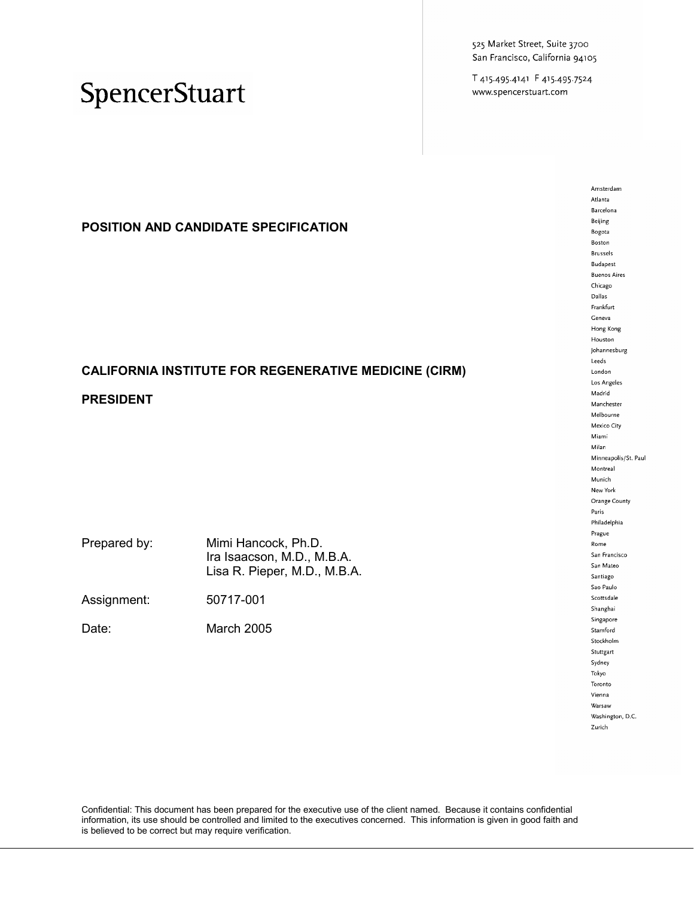SpencerStuart

525 Market Street, Suite 3700
San Francisco, California 94105

T 415.495.4141 F 415.495.7524
www.spencerstuart.com

Amsterdam
Atlanta
Barcelona
Beijing
Bogota
Boston
Brussels
Budapest
Buenos Aires
Chicago
Dallas
Frankfurt
Geneva
Hong Kong
Houston
Johannesburg
Leeds
London
Los Angeles
Madrid
Manchester
Melbourne
Mexico City
Miami
Milan
Minneapolis/St. Paul
Montreal
Munich
New York
Orange County
Paris
Philadelphia
Prague
Rome
San Francisco
San Mateo
Santiago
Sao Paulo
Scottsdale
Shanghai
Singapore
Stamford
Stockholm
Stuttgart
Sydney
Tokyo
Toronto
Vienna
Warsaw
Washington, D.C.
Zurich

# POSITION AND CANDIDATE SPECIFICATION

# CALIFORNIA INSTITUTE FOR REGENERATIVE MEDICINE (CIRM)

# PRESIDENT

| | |
|---|---|
| Prepared by: | Mimi Hancock, Ph.D.<br>Ira Isaacson, M.D., M.B.A.<br>Lisa R. Pieper, M.D., M.B.A. |
| Assignment: | 50717-001 |
| Date: | March 2005 |

Confidential: This document has been prepared for the executive use of the client named. Because it contains confidential information, its use should be controlled and limited to the executives concerned. This information is given in good faith and is believed to be correct but may require verification.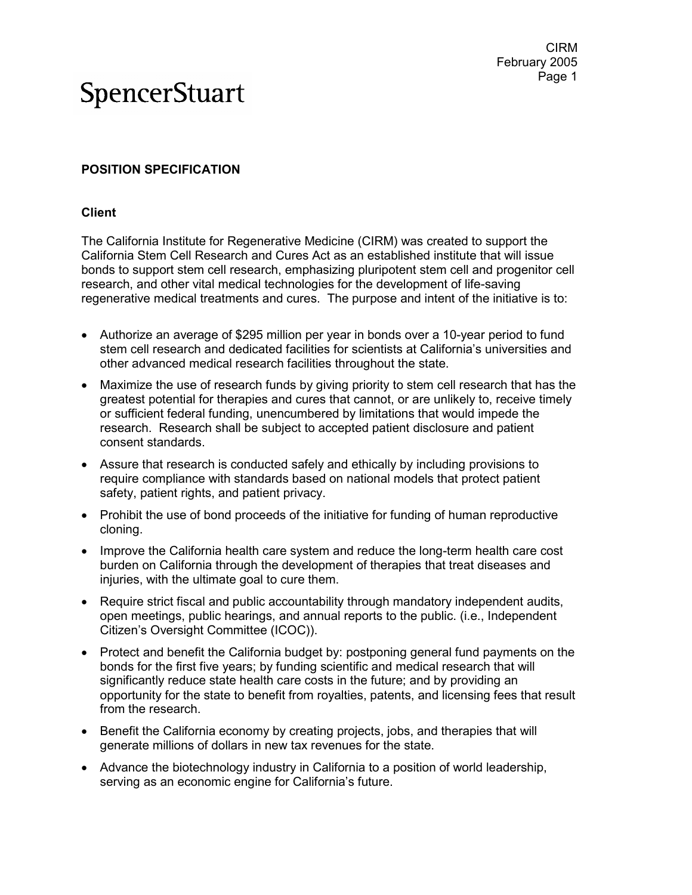SpencerStuart

**POSITION SPECIFICATION**

**Client**

The California Institute for Regenerative Medicine (CIRM) was created to support the California Stem Cell Research and Cures Act as an established institute that will issue bonds to support stem cell research, emphasizing pluripotent stem cell and progenitor cell research, and other vital medical technologies for the development of life-saving regenerative medical treatments and cures. The purpose and intent of the initiative is to:

- Authorize an average of $295 million per year in bonds over a 10-year period to fund stem cell research and dedicated facilities for scientists at California's universities and other advanced medical research facilities throughout the state.
- Maximize the use of research funds by giving priority to stem cell research that has the greatest potential for therapies and cures that cannot, or are unlikely to, receive timely or sufficient federal funding, unencumbered by limitations that would impede the research. Research shall be subject to accepted patient disclosure and patient consent standards.
- Assure that research is conducted safely and ethically by including provisions to require compliance with standards based on national models that protect patient safety, patient rights, and patient privacy.
- Prohibit the use of bond proceeds of the initiative for funding of human reproductive cloning.
- Improve the California health care system and reduce the long-term health care cost burden on California through the development of therapies that treat diseases and injuries, with the ultimate goal to cure them.
- Require strict fiscal and public accountability through mandatory independent audits, open meetings, public hearings, and annual reports to the public. (i.e., Independent Citizen's Oversight Committee (ICOC)).
- Protect and benefit the California budget by: postponing general fund payments on the bonds for the first five years; by funding scientific and medical research that will significantly reduce state health care costs in the future; and by providing an opportunity for the state to benefit from royalties, patents, and licensing fees that result from the research.
- Benefit the California economy by creating projects, jobs, and therapies that will generate millions of dollars in new tax revenues for the state.
- Advance the biotechnology industry in California to a position of world leadership, serving as an economic engine for California's future.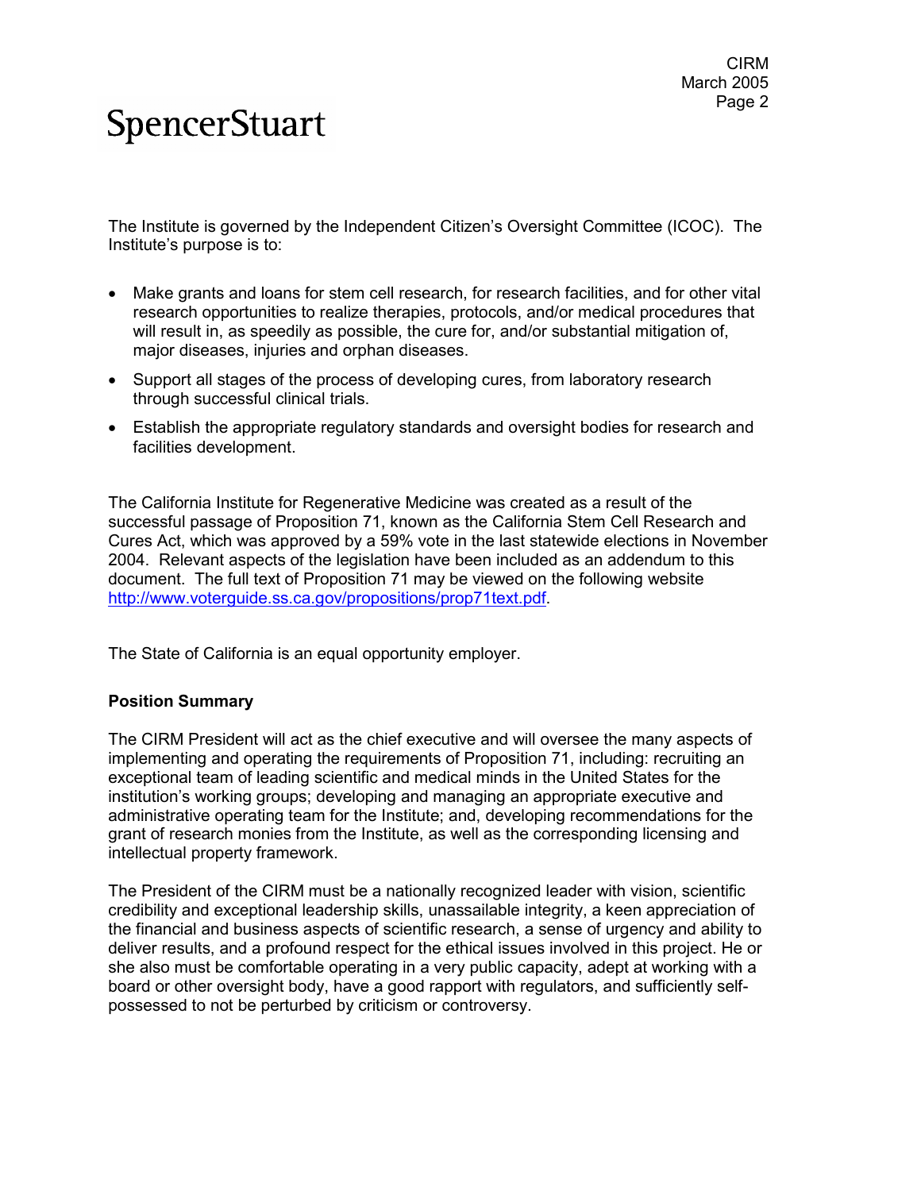The Institute is governed by the Independent Citizen's Oversight Committee (ICOC). The Institute's purpose is to:

- Make grants and loans for stem cell research, for research facilities, and for other vital research opportunities to realize therapies, protocols, and/or medical procedures that will result in, as speedily as possible, the cure for, and/or substantial mitigation of, major diseases, injuries and orphan diseases.
- Support all stages of the process of developing cures, from laboratory research through successful clinical trials.
- Establish the appropriate regulatory standards and oversight bodies for research and facilities development.

The California Institute for Regenerative Medicine was created as a result of the successful passage of Proposition 71, known as the California Stem Cell Research and Cures Act, which was approved by a 59% vote in the last statewide elections in November 2004. Relevant aspects of the legislation have been included as an addendum to this document. The full text of Proposition 71 may be viewed on the following website http://www.voterguide.ss.ca.gov/propositions/prop71text.pdf.

The State of California is an equal opportunity employer.

**Position Summary**

The CIRM President will act as the chief executive and will oversee the many aspects of implementing and operating the requirements of Proposition 71, including: recruiting an exceptional team of leading scientific and medical minds in the United States for the institution's working groups; developing and managing an appropriate executive and administrative operating team for the Institute; and, developing recommendations for the grant of research monies from the Institute, as well as the corresponding licensing and intellectual property framework.

The President of the CIRM must be a nationally recognized leader with vision, scientific credibility and exceptional leadership skills, unassailable integrity, a keen appreciation of the financial and business aspects of scientific research, a sense of urgency and ability to deliver results, and a profound respect for the ethical issues involved in this project. He or she also must be comfortable operating in a very public capacity, adept at working with a board or other oversight body, have a good rapport with regulators, and sufficiently self-possessed to not be perturbed by criticism or controversy.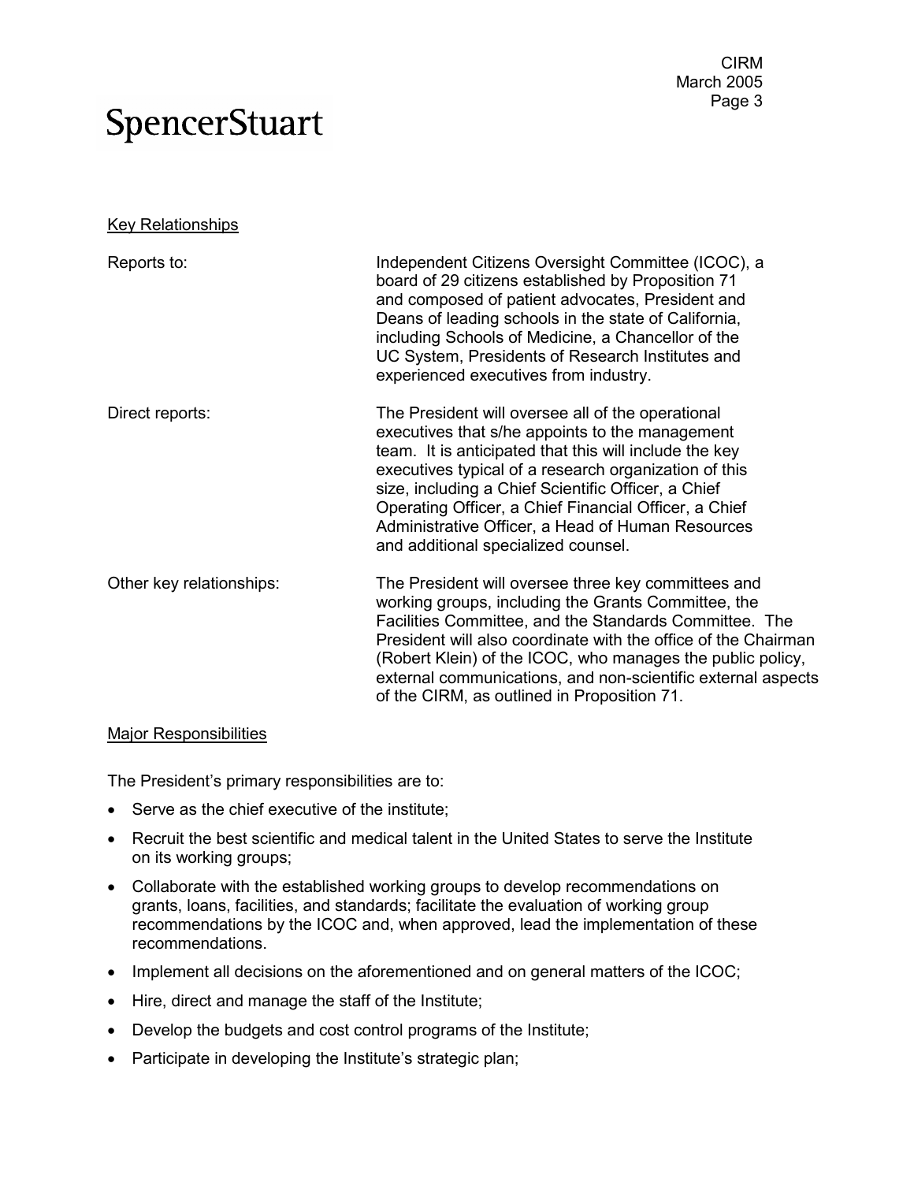## Key Relationships

| | |
|---|---|
| Reports to: | Independent Citizens Oversight Committee (ICOC), a board of 29 citizens established by Proposition 71 and composed of patient advocates, President and Deans of leading schools in the state of California, including Schools of Medicine, a Chancellor of the UC System, Presidents of Research Institutes and experienced executives from industry. |
| Direct reports: | The President will oversee all of the operational executives that s/he appoints to the management team. It is anticipated that this will include the key executives typical of a research organization of this size, including a Chief Scientific Officer, a Chief Operating Officer, a Chief Financial Officer, a Chief Administrative Officer, a Head of Human Resources and additional specialized counsel. |
| Other key relationships: | The President will oversee three key committees and working groups, including the Grants Committee, the Facilities Committee, and the Standards Committee. The President will also coordinate with the office of the Chairman (Robert Klein) of the ICOC, who manages the public policy, external communications, and non-scientific external aspects of the CIRM, as outlined in Proposition 71. |

## Major Responsibilities

The President's primary responsibilities are to:

- Serve as the chief executive of the institute;
- Recruit the best scientific and medical talent in the United States to serve the Institute on its working groups;
- Collaborate with the established working groups to develop recommendations on grants, loans, facilities, and standards; facilitate the evaluation of working group recommendations by the ICOC and, when approved, lead the implementation of these recommendations.
- Implement all decisions on the aforementioned and on general matters of the ICOC;
- Hire, direct and manage the staff of the Institute;
- Develop the budgets and cost control programs of the Institute;
- Participate in developing the Institute's strategic plan;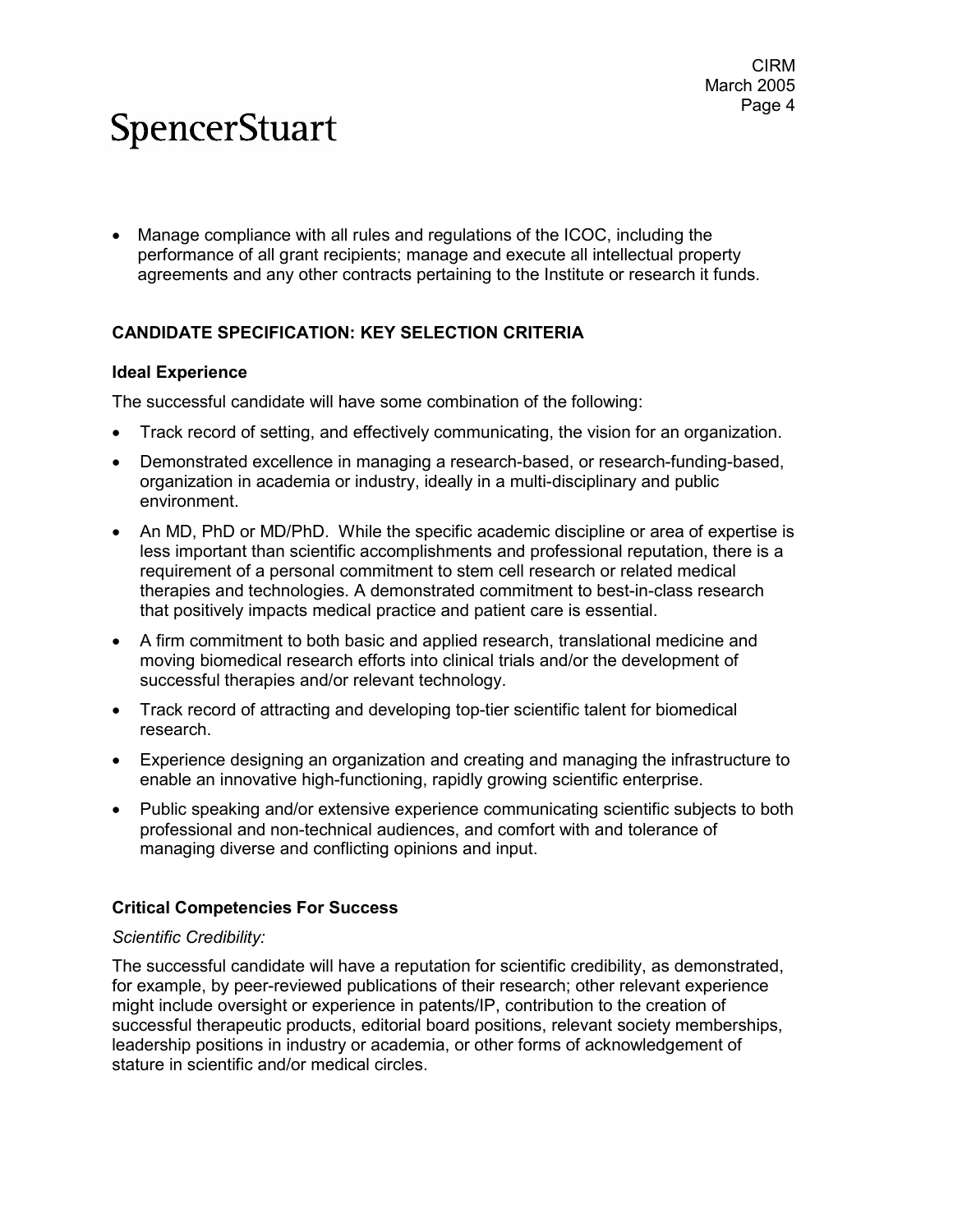- Manage compliance with all rules and regulations of the ICOC, including the performance of all grant recipients; manage and execute all intellectual property agreements and any other contracts pertaining to the Institute or research it funds.

## CANDIDATE SPECIFICATION: KEY SELECTION CRITERIA

### Ideal Experience

The successful candidate will have some combination of the following:

- Track record of setting, and effectively communicating, the vision for an organization.
- Demonstrated excellence in managing a research-based, or research-funding-based, organization in academia or industry, ideally in a multi-disciplinary and public environment.
- An MD, PhD or MD/PhD. While the specific academic discipline or area of expertise is less important than scientific accomplishments and professional reputation, there is a requirement of a personal commitment to stem cell research or related medical therapies and technologies. A demonstrated commitment to best-in-class research that positively impacts medical practice and patient care is essential.
- A firm commitment to both basic and applied research, translational medicine and moving biomedical research efforts into clinical trials and/or the development of successful therapies and/or relevant technology.
- Track record of attracting and developing top-tier scientific talent for biomedical research.
- Experience designing an organization and creating and managing the infrastructure to enable an innovative high-functioning, rapidly growing scientific enterprise.
- Public speaking and/or extensive experience communicating scientific subjects to both professional and non-technical audiences, and comfort with and tolerance of managing diverse and conflicting opinions and input.

### Critical Competencies For Success

*Scientific Credibility:*

The successful candidate will have a reputation for scientific credibility, as demonstrated, for example, by peer-reviewed publications of their research; other relevant experience might include oversight or experience in patents/IP, contribution to the creation of successful therapeutic products, editorial board positions, relevant society memberships, leadership positions in industry or academia, or other forms of acknowledgement of stature in scientific and/or medical circles.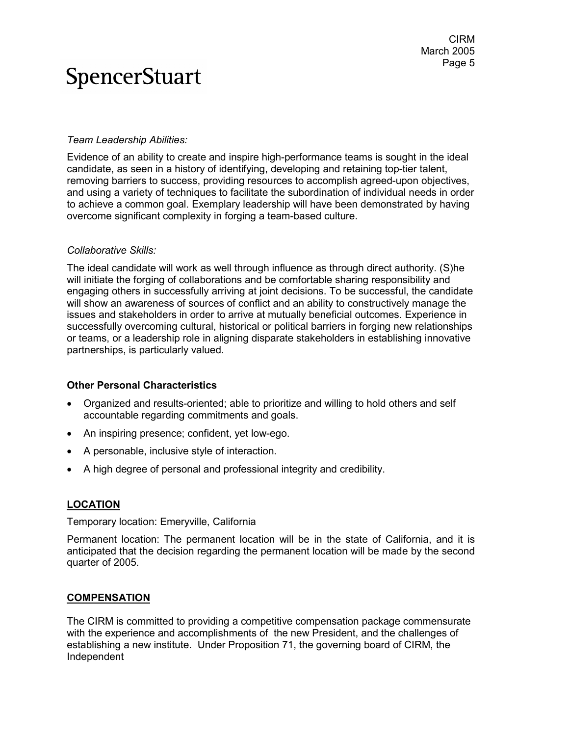*Team Leadership Abilities:*

Evidence of an ability to create and inspire high-performance teams is sought in the ideal candidate, as seen in a history of identifying, developing and retaining top-tier talent, removing barriers to success, providing resources to accomplish agreed-upon objectives, and using a variety of techniques to facilitate the subordination of individual needs in order to achieve a common goal. Exemplary leadership will have been demonstrated by having overcome significant complexity in forging a team-based culture.

*Collaborative Skills:*

The ideal candidate will work as well through influence as through direct authority. (S)he will initiate the forging of collaborations and be comfortable sharing responsibility and engaging others in successfully arriving at joint decisions. To be successful, the candidate will show an awareness of sources of conflict and an ability to constructively manage the issues and stakeholders in order to arrive at mutually beneficial outcomes. Experience in successfully overcoming cultural, historical or political barriers in forging new relationships or teams, or a leadership role in aligning disparate stakeholders in establishing innovative partnerships, is particularly valued.

**Other Personal Characteristics**

- Organized and results-oriented; able to prioritize and willing to hold others and self accountable regarding commitments and goals.
- An inspiring presence; confident, yet low-ego.
- A personable, inclusive style of interaction.
- A high degree of personal and professional integrity and credibility.

## LOCATION

Temporary location: Emeryville, California

Permanent location: The permanent location will be in the state of California, and it is anticipated that the decision regarding the permanent location will be made by the second quarter of 2005.

## COMPENSATION

The CIRM is committed to providing a competitive compensation package commensurate with the experience and accomplishments of the new President, and the challenges of establishing a new institute. Under Proposition 71, the governing board of CIRM, the Independent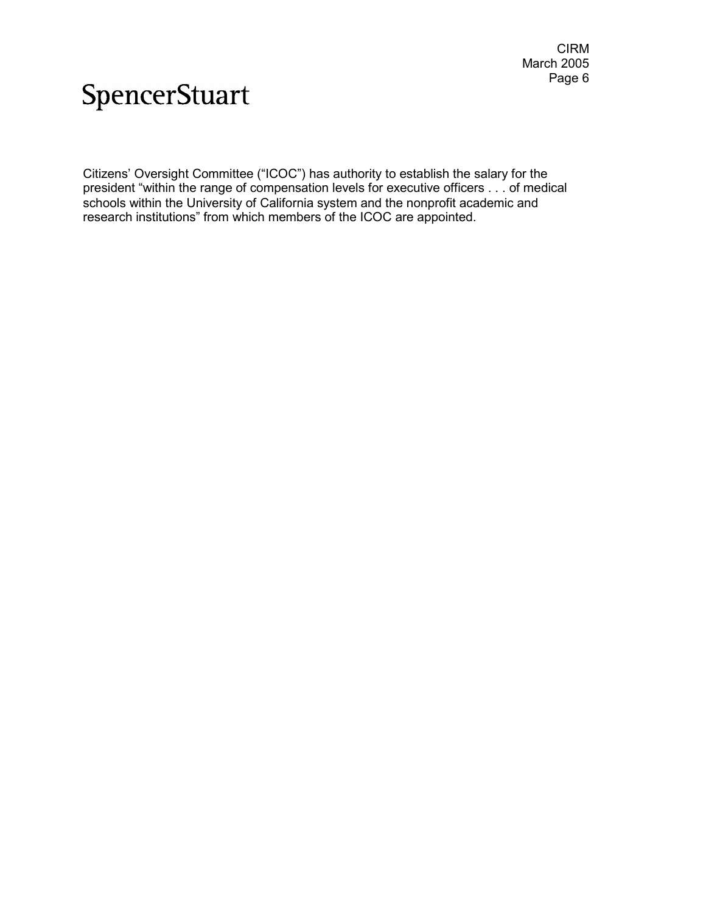Citizens' Oversight Committee ("ICOC") has authority to establish the salary for the president "within the range of compensation levels for executive officers . . . of medical schools within the University of California system and the nonprofit academic and research institutions" from which members of the ICOC are appointed.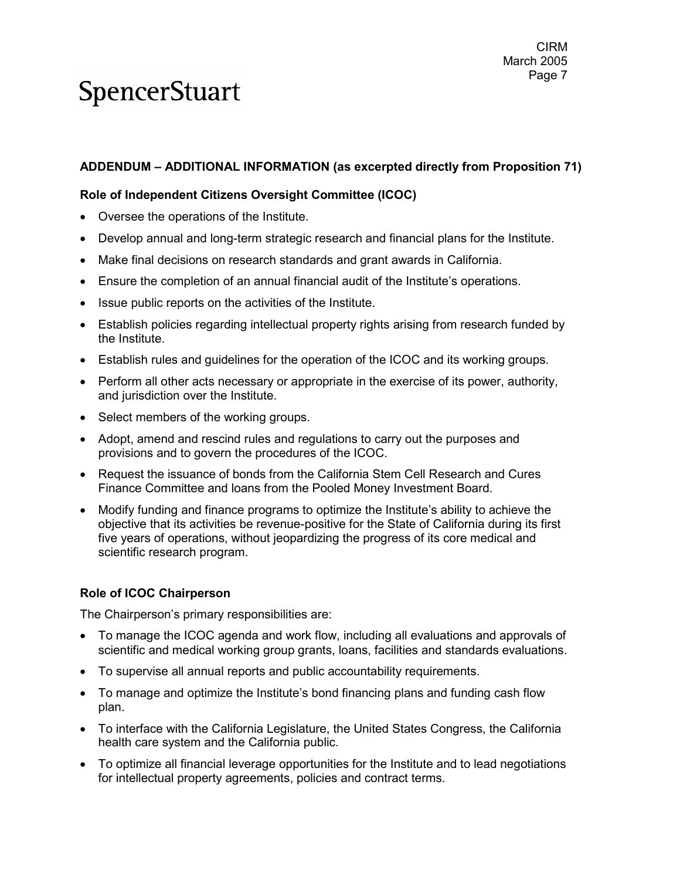## ADDENDUM – ADDITIONAL INFORMATION (as excerpted directly from Proposition 71)

### Role of Independent Citizens Oversight Committee (ICOC)

- Oversee the operations of the Institute.
- Develop annual and long-term strategic research and financial plans for the Institute.
- Make final decisions on research standards and grant awards in California.
- Ensure the completion of an annual financial audit of the Institute's operations.
- Issue public reports on the activities of the Institute.
- Establish policies regarding intellectual property rights arising from research funded by the Institute.
- Establish rules and guidelines for the operation of the ICOC and its working groups.
- Perform all other acts necessary or appropriate in the exercise of its power, authority, and jurisdiction over the Institute.
- Select members of the working groups.
- Adopt, amend and rescind rules and regulations to carry out the purposes and provisions and to govern the procedures of the ICOC.
- Request the issuance of bonds from the California Stem Cell Research and Cures Finance Committee and loans from the Pooled Money Investment Board.
- Modify funding and finance programs to optimize the Institute's ability to achieve the objective that its activities be revenue-positive for the State of California during its first five years of operations, without jeopardizing the progress of its core medical and scientific research program.

### Role of ICOC Chairperson

The Chairperson's primary responsibilities are:

- To manage the ICOC agenda and work flow, including all evaluations and approvals of scientific and medical working group grants, loans, facilities and standards evaluations.
- To supervise all annual reports and public accountability requirements.
- To manage and optimize the Institute's bond financing plans and funding cash flow plan.
- To interface with the California Legislature, the United States Congress, the California health care system and the California public.
- To optimize all financial leverage opportunities for the Institute and to lead negotiations for intellectual property agreements, policies and contract terms.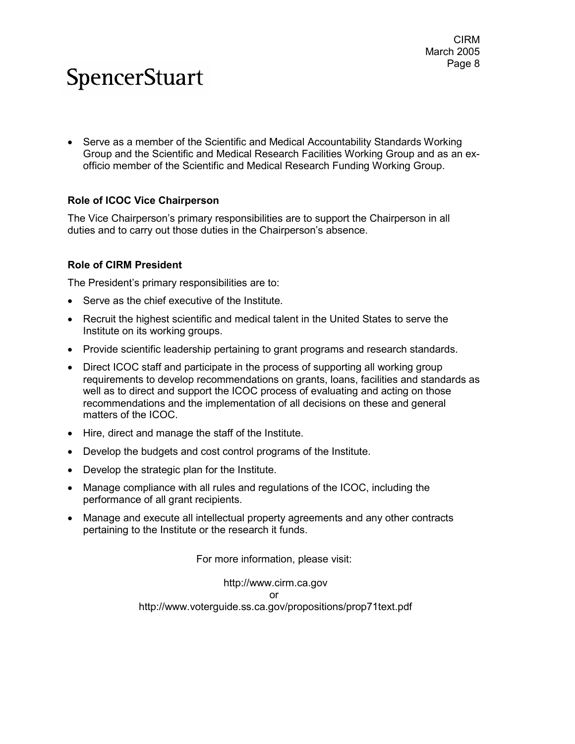- Serve as a member of the Scientific and Medical Accountability Standards Working Group and the Scientific and Medical Research Facilities Working Group and as an ex-officio member of the Scientific and Medical Research Funding Working Group.

### Role of ICOC Vice Chairperson

The Vice Chairperson's primary responsibilities are to support the Chairperson in all duties and to carry out those duties in the Chairperson's absence.

### Role of CIRM President

The President's primary responsibilities are to:

- Serve as the chief executive of the Institute.
- Recruit the highest scientific and medical talent in the United States to serve the Institute on its working groups.
- Provide scientific leadership pertaining to grant programs and research standards.
- Direct ICOC staff and participate in the process of supporting all working group requirements to develop recommendations on grants, loans, facilities and standards as well as to direct and support the ICOC process of evaluating and acting on those recommendations and the implementation of all decisions on these and general matters of the ICOC.
- Hire, direct and manage the staff of the Institute.
- Develop the budgets and cost control programs of the Institute.
- Develop the strategic plan for the Institute.
- Manage compliance with all rules and regulations of the ICOC, including the performance of all grant recipients.
- Manage and execute all intellectual property agreements and any other contracts pertaining to the Institute or the research it funds.

For more information, please visit:

http://www.cirm.ca.gov
or
http://www.voterguide.ss.ca.gov/propositions/prop71text.pdf